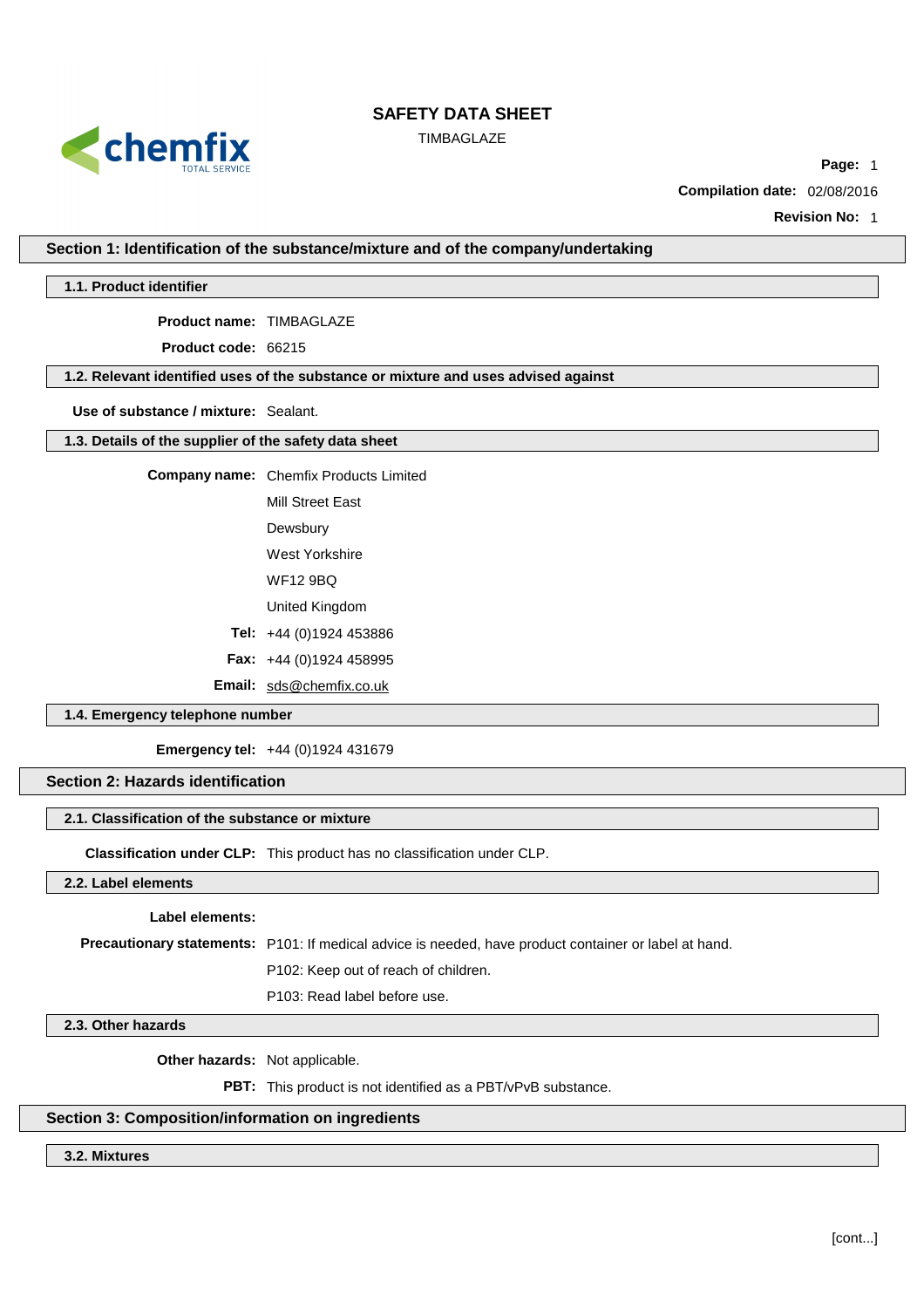# SAFETY DATA SHEET

TIMBAGLAZE

**Compilation date:** 02/08/2016

**Revision No:** 1

## Section 1: Identification of the substance/mixture and of the company/undertaking

### 1.1. Product identifier

**Product name:** TIMBAGLAZE

**Product code:** 66215

### 1.2. Relevant identified uses of the substance or mixture and uses advised against

**Use of substance / mixture:** Sealant.

### 1.3. Details of the supplier of the safety data sheet

**Company name:** Chemfix Products Limited

Mill Street East

Dewsbury

West Yorkshire

WF12 9BQ

United Kingdom

**Tel:** +44 (0)1924 453886

**Fax:** +44 (0)1924 458995

**Email:** sds@chemfix.co.uk

### 1.4. Emergency telephone number

**Emergency tel:** +44 (0)1924 431679

## Section 2: Hazards identification

### 2.1. Classification of the substance or mixture

**Classification under CLP:** This product has no classification under CLP.

### 2.2. Label elements

**Label elements:**

**Precautionary statements:** P101: If medical advice is needed, have product container or label at hand.

P102: Keep out of reach of children.

P103: Read label before use.

### 2.3. Other hazards

**Other hazards:** Not applicable.

**PBT:** This product is not identified as a PBT/vPvB substance.

## Section 3: Composition/information on ingredients

### 3.2. Mixtures

[cont...]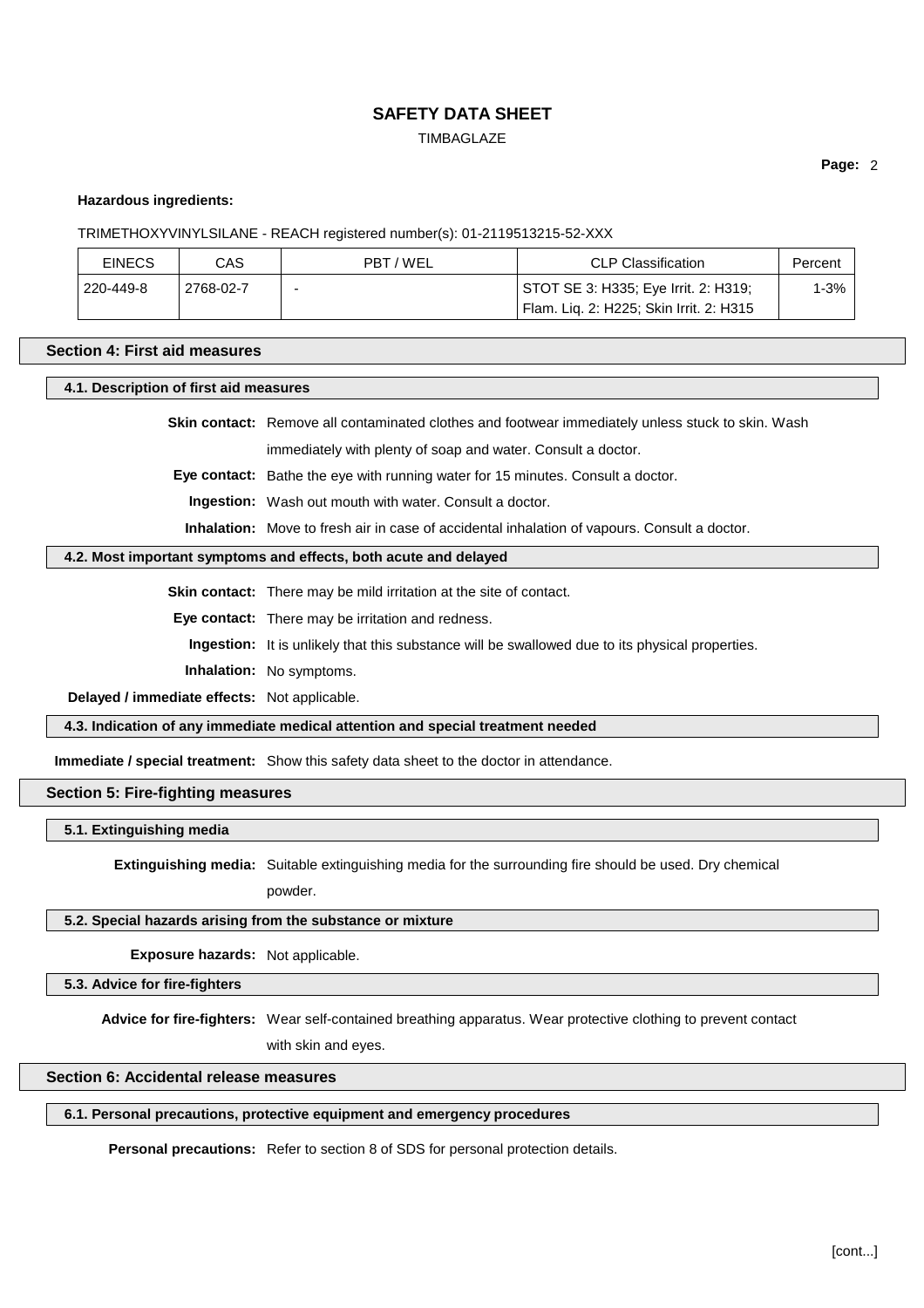**Hazardous ingredients:**

TRIMETHOXYVINYLSILANE - REACH registered number(s): 01-2119513215-52-XXX

| EINECS | CAS | PBT / WEL | CLP Classification | Percent |
|---|---|---|---|---|
| 220-449-8 | 2768-02-7 | - | STOT SE 3: H335; Eye Irrit. 2: H319; Flam. Liq. 2: H225; Skin Irrit. 2: H315 | 1-3% |

## Section 4: First aid measures

### 4.1. Description of first aid measures

**Skin contact:** Remove all contaminated clothes and footwear immediately unless stuck to skin. Wash immediately with plenty of soap and water. Consult a doctor.

**Eye contact:** Bathe the eye with running water for 15 minutes. Consult a doctor.

**Ingestion:** Wash out mouth with water. Consult a doctor.

**Inhalation:** Move to fresh air in case of accidental inhalation of vapours. Consult a doctor.

### 4.2. Most important symptoms and effects, both acute and delayed

**Skin contact:** There may be mild irritation at the site of contact.

**Eye contact:** There may be irritation and redness.

**Ingestion:** It is unlikely that this substance will be swallowed due to its physical properties.

**Inhalation:** No symptoms.

**Delayed / immediate effects:** Not applicable.

### 4.3. Indication of any immediate medical attention and special treatment needed

**Immediate / special treatment:** Show this safety data sheet to the doctor in attendance.

## Section 5: Fire-fighting measures

### 5.1. Extinguishing media

**Extinguishing media:** Suitable extinguishing media for the surrounding fire should be used. Dry chemical powder.

### 5.2. Special hazards arising from the substance or mixture

**Exposure hazards:** Not applicable.

### 5.3. Advice for fire-fighters

**Advice for fire-fighters:** Wear self-contained breathing apparatus. Wear protective clothing to prevent contact with skin and eyes.

## Section 6: Accidental release measures

### 6.1. Personal precautions, protective equipment and emergency procedures

**Personal precautions:** Refer to section 8 of SDS for personal protection details.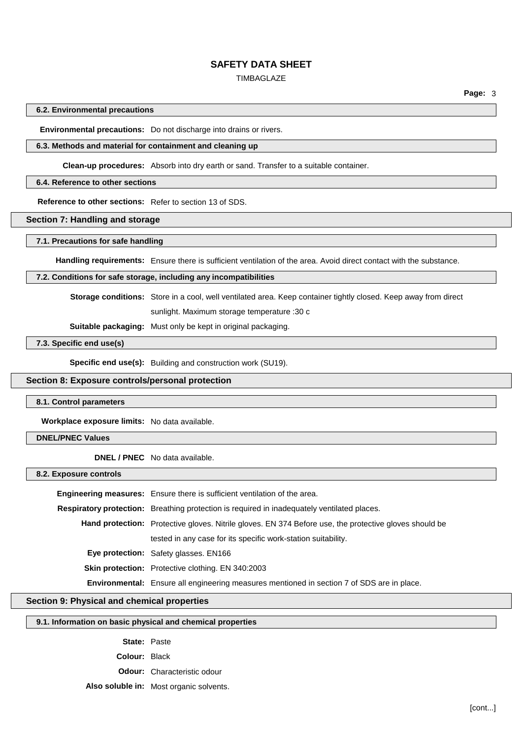### 6.2. Environmental precautions

**Environmental precautions:** Do not discharge into drains or rivers.

### 6.3. Methods and material for containment and cleaning up

**Clean-up procedures:** Absorb into dry earth or sand. Transfer to a suitable container.

### 6.4. Reference to other sections

**Reference to other sections:** Refer to section 13 of SDS.

## Section 7: Handling and storage

### 7.1. Precautions for safe handling

**Handling requirements:** Ensure there is sufficient ventilation of the area. Avoid direct contact with the substance.

### 7.2. Conditions for safe storage, including any incompatibilities

**Storage conditions:** Store in a cool, well ventilated area. Keep container tightly closed. Keep away from direct sunlight. Maximum storage temperature :30 c

**Suitable packaging:** Must only be kept in original packaging.

### 7.3. Specific end use(s)

**Specific end use(s):** Building and construction work (SU19).

## Section 8: Exposure controls/personal protection

### 8.1. Control parameters

**Workplace exposure limits:** No data available.

### DNEL/PNEC Values

**DNEL / PNEC** No data available.

### 8.2. Exposure controls

**Engineering measures:** Ensure there is sufficient ventilation of the area.

**Respiratory protection:** Breathing protection is required in inadequately ventilated places.

**Hand protection:** Protective gloves. Nitrile gloves. EN 374 Before use, the protective gloves should be tested in any case for its specific work-station suitability.

**Eye protection:** Safety glasses. EN166

**Skin protection:** Protective clothing. EN 340:2003

**Environmental:** Ensure all engineering measures mentioned in section 7 of SDS are in place.

## Section 9: Physical and chemical properties

### 9.1. Information on basic physical and chemical properties

**State:** Paste

**Colour:** Black

**Odour:** Characteristic odour

**Also soluble in:** Most organic solvents.

[cont...]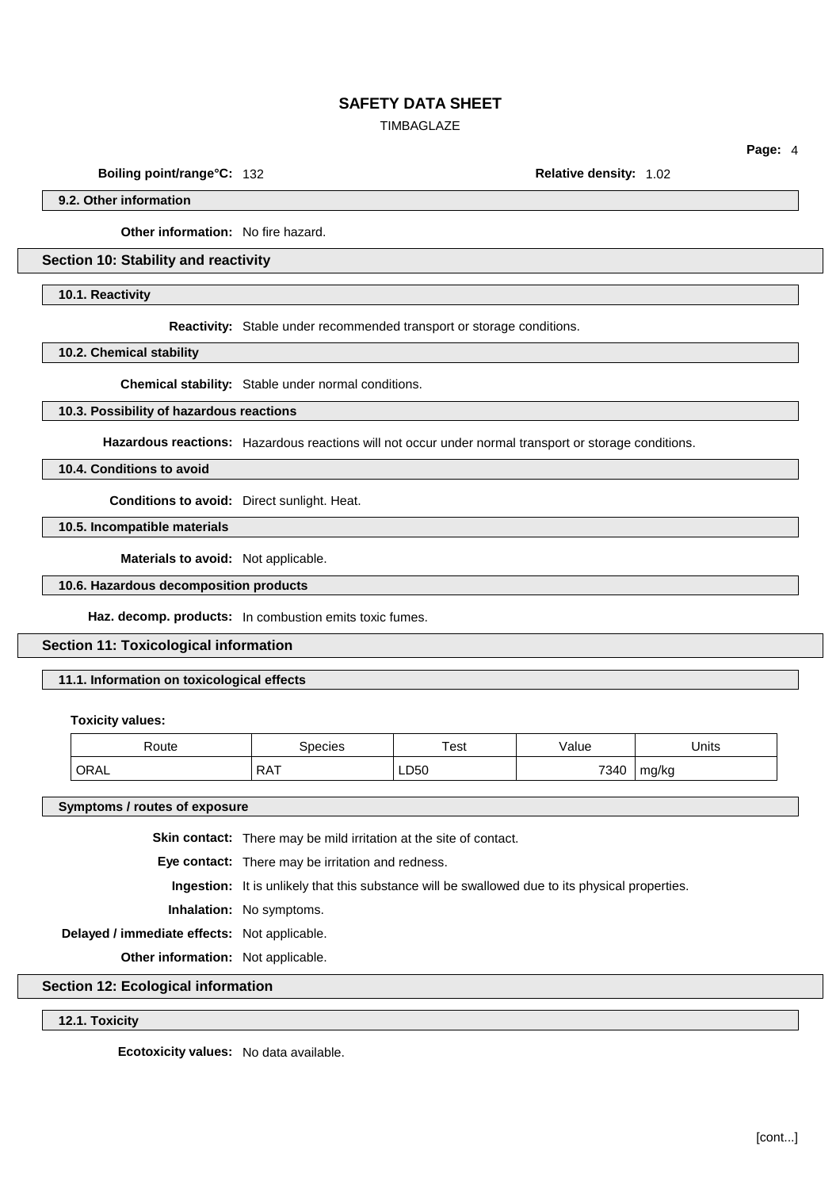**Boiling point/range°C:** 132 **Relative density:** 1.02

### 9.2. Other information

**Other information:** No fire hazard.

## Section 10: Stability and reactivity

### 10.1. Reactivity

**Reactivity:** Stable under recommended transport or storage conditions.

### 10.2. Chemical stability

**Chemical stability:** Stable under normal conditions.

### 10.3. Possibility of hazardous reactions

**Hazardous reactions:** Hazardous reactions will not occur under normal transport or storage conditions.

### 10.4. Conditions to avoid

**Conditions to avoid:** Direct sunlight. Heat.

### 10.5. Incompatible materials

**Materials to avoid:** Not applicable.

### 10.6. Hazardous decomposition products

**Haz. decomp. products:** In combustion emits toxic fumes.

## Section 11: Toxicological information

### 11.1. Information on toxicological effects

**Toxicity values:**

| Route | Species | Test | Value | Units |
|---|---|---|---|---|
| ORAL | RAT | LD50 | 7340 | mg/kg |

### Symptoms / routes of exposure

**Skin contact:** There may be mild irritation at the site of contact.

**Eye contact:** There may be irritation and redness.

**Ingestion:** It is unlikely that this substance will be swallowed due to its physical properties.

**Inhalation:** No symptoms.

**Delayed / immediate effects:** Not applicable.

**Other information:** Not applicable.

## Section 12: Ecological information

### 12.1. Toxicity

**Ecotoxicity values:** No data available.

[cont...]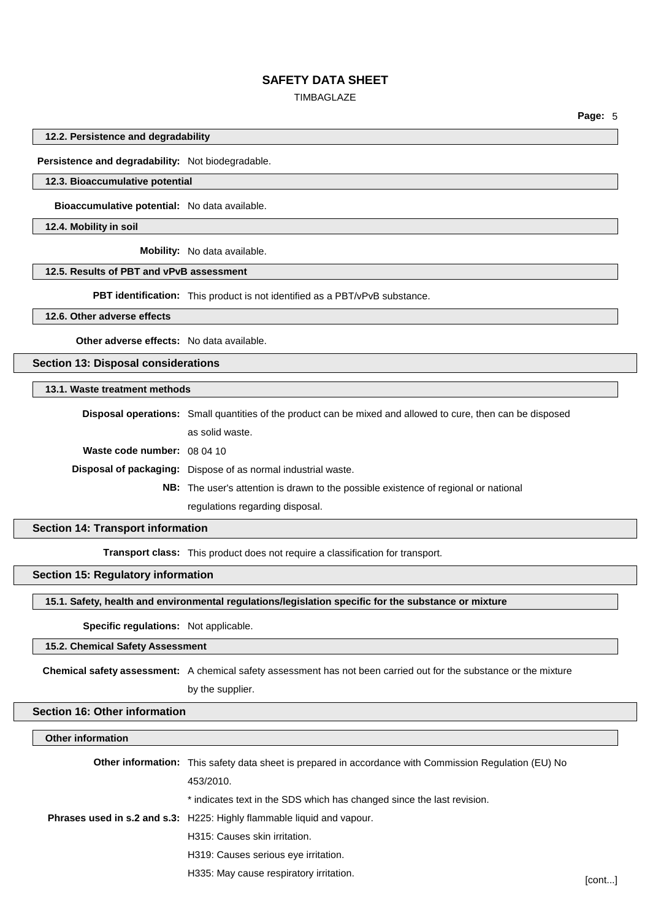#### 12.2. Persistence and degradability

**Persistence and degradability:** Not biodegradable.

#### 12.3. Bioaccumulative potential

**Bioaccumulative potential:** No data available.

#### 12.4. Mobility in soil

**Mobility:** No data available.

#### 12.5. Results of PBT and vPvB assessment

**PBT identification:** This product is not identified as a PBT/vPvB substance.

#### 12.6. Other adverse effects

**Other adverse effects:** No data available.

## Section 13: Disposal considerations

#### 13.1. Waste treatment methods

**Disposal operations:** Small quantities of the product can be mixed and allowed to cure, then can be disposed as solid waste.

**Waste code number:** 08 04 10

**Disposal of packaging:** Dispose of as normal industrial waste.

**NB:** The user's attention is drawn to the possible existence of regional or national regulations regarding disposal.

## Section 14: Transport information

**Transport class:** This product does not require a classification for transport.

## Section 15: Regulatory information

#### 15.1. Safety, health and environmental regulations/legislation specific for the substance or mixture

**Specific regulations:** Not applicable.

#### 15.2. Chemical Safety Assessment

**Chemical safety assessment:** A chemical safety assessment has not been carried out for the substance or the mixture by the supplier.

## Section 16: Other information

#### Other information

**Other information:** This safety data sheet is prepared in accordance with Commission Regulation (EU) No 453/2010.

* indicates text in the SDS which has changed since the last revision.

**Phrases used in s.2 and s.3:** H225: Highly flammable liquid and vapour.

H315: Causes skin irritation.

H319: Causes serious eye irritation.

H335: May cause respiratory irritation.

[cont...]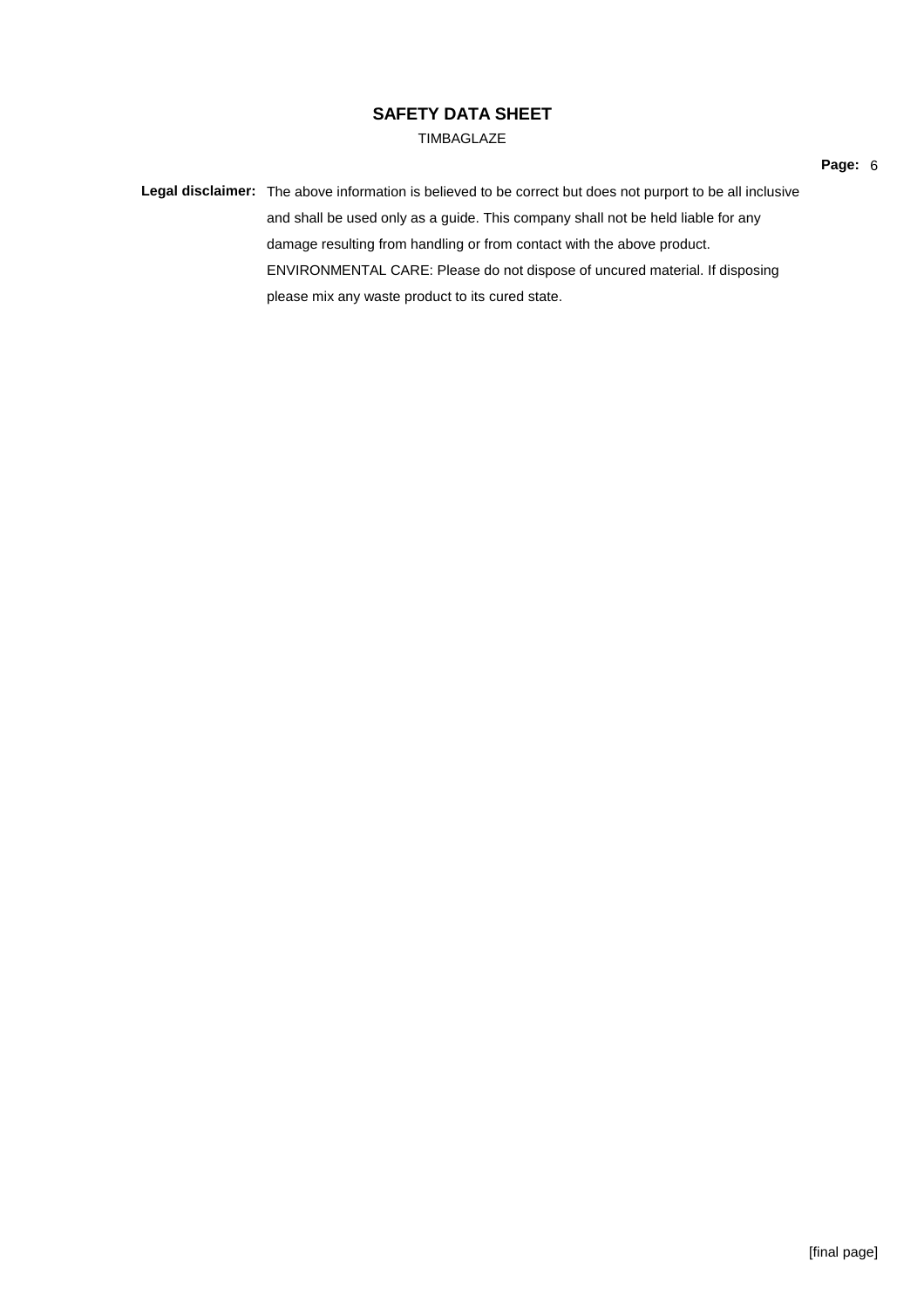**Legal disclaimer:** The above information is believed to be correct but does not purport to be all inclusive and shall be used only as a guide. This company shall not be held liable for any damage resulting from handling or from contact with the above product. ENVIRONMENTAL CARE: Please do not dispose of uncured material. If disposing please mix any waste product to its cured state.